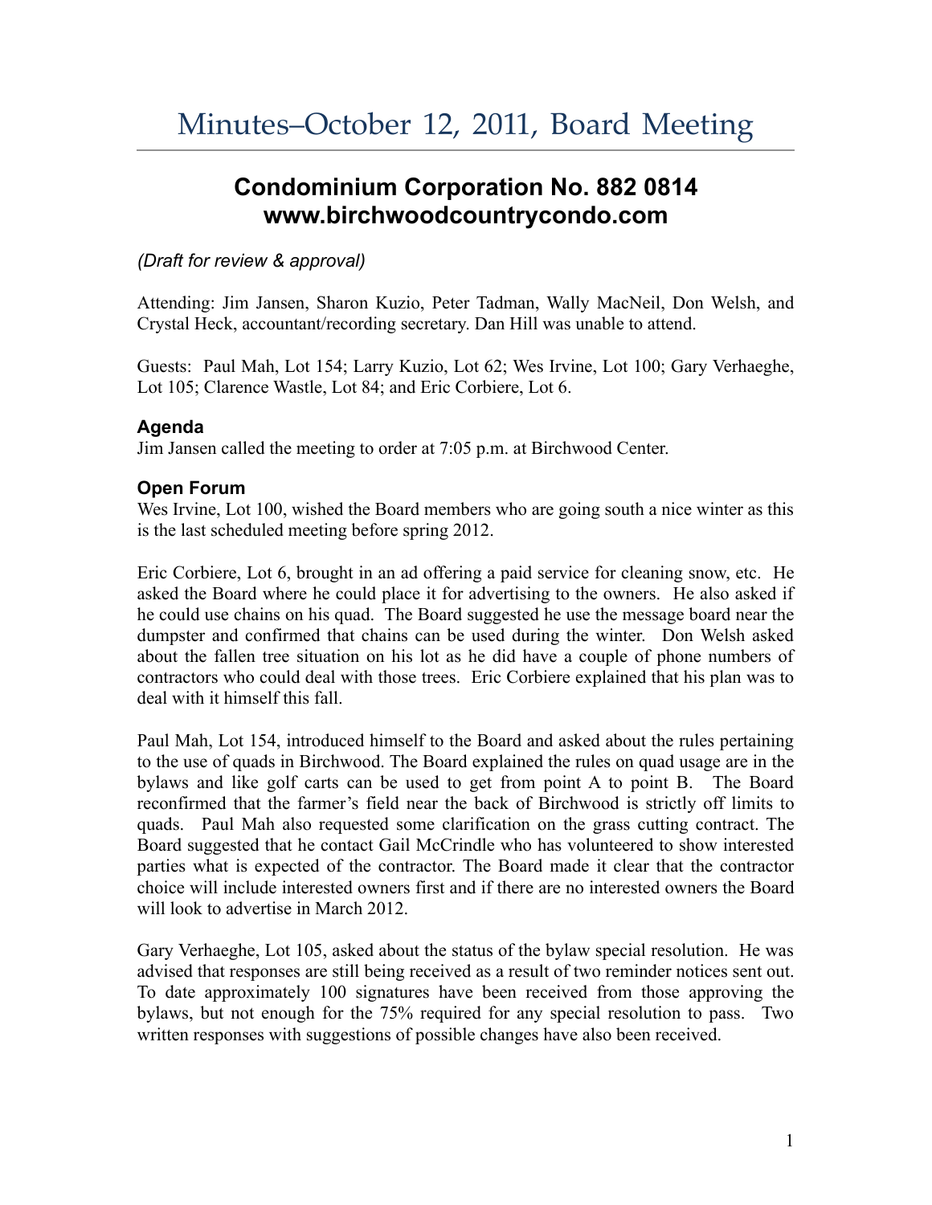# Minutes–October 12, 2011, Board Meeting

## Condominium Corporation No. 882 0814
## www.birchwoodcountrycondo.com

*(Draft for review & approval)*

Attending: Jim Jansen, Sharon Kuzio, Peter Tadman, Wally MacNeil, Don Welsh, and Crystal Heck, accountant/recording secretary. Dan Hill was unable to attend.

Guests: Paul Mah, Lot 154; Larry Kuzio, Lot 62; Wes Irvine, Lot 100; Gary Verhaeghe, Lot 105; Clarence Wastle, Lot 84; and Eric Corbiere, Lot 6.

### Agenda

Jim Jansen called the meeting to order at 7:05 p.m. at Birchwood Center.

### Open Forum

Wes Irvine, Lot 100, wished the Board members who are going south a nice winter as this is the last scheduled meeting before spring 2012.

Eric Corbiere, Lot 6, brought in an ad offering a paid service for cleaning snow, etc. He asked the Board where he could place it for advertising to the owners. He also asked if he could use chains on his quad. The Board suggested he use the message board near the dumpster and confirmed that chains can be used during the winter. Don Welsh asked about the fallen tree situation on his lot as he did have a couple of phone numbers of contractors who could deal with those trees. Eric Corbiere explained that his plan was to deal with it himself this fall.

Paul Mah, Lot 154, introduced himself to the Board and asked about the rules pertaining to the use of quads in Birchwood. The Board explained the rules on quad usage are in the bylaws and like golf carts can be used to get from point A to point B. The Board reconfirmed that the farmer's field near the back of Birchwood is strictly off limits to quads. Paul Mah also requested some clarification on the grass cutting contract. The Board suggested that he contact Gail McCrindle who has volunteered to show interested parties what is expected of the contractor. The Board made it clear that the contractor choice will include interested owners first and if there are no interested owners the Board will look to advertise in March 2012.

Gary Verhaeghe, Lot 105, asked about the status of the bylaw special resolution. He was advised that responses are still being received as a result of two reminder notices sent out. To date approximately 100 signatures have been received from those approving the bylaws, but not enough for the 75% required for any special resolution to pass. Two written responses with suggestions of possible changes have also been received.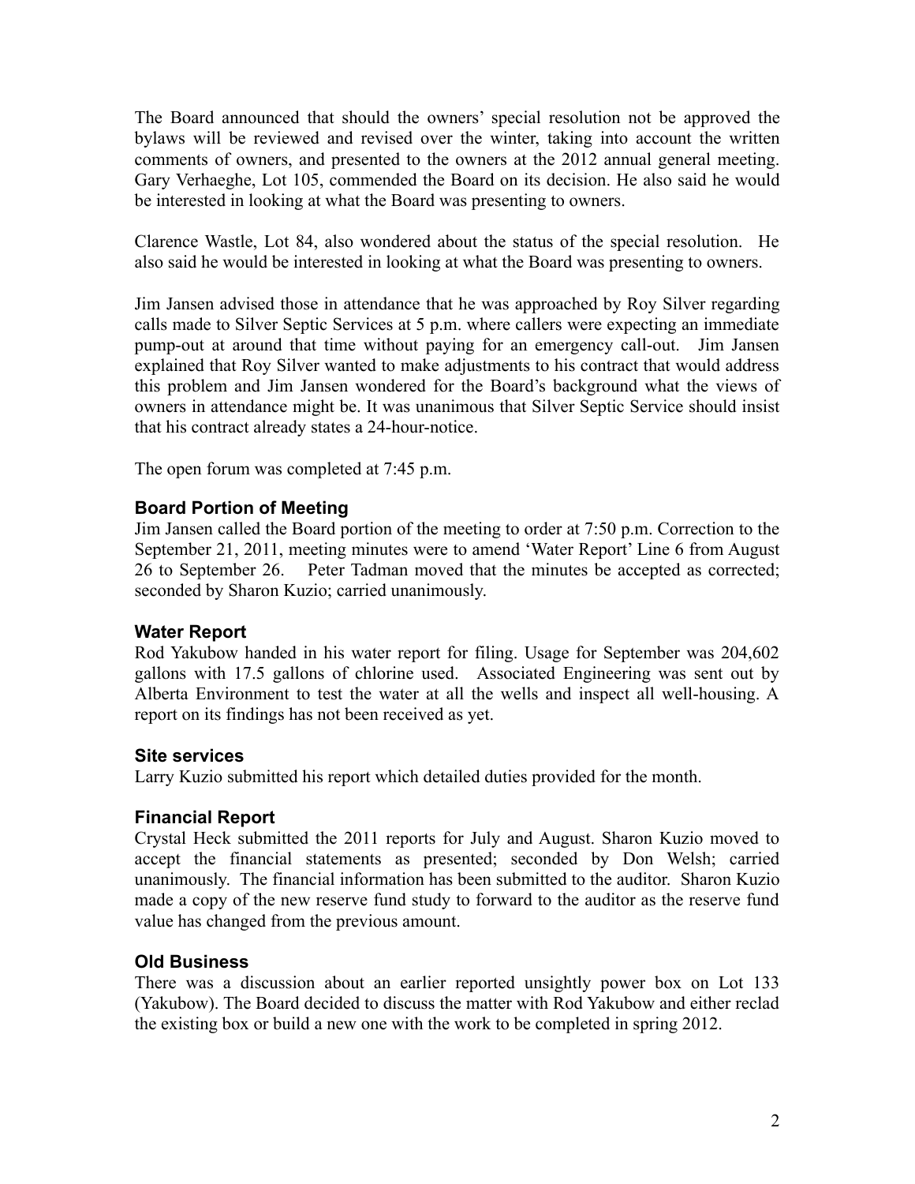The Board announced that should the owners' special resolution not be approved the bylaws will be reviewed and revised over the winter, taking into account the written comments of owners, and presented to the owners at the 2012 annual general meeting. Gary Verhaeghe, Lot 105, commended the Board on its decision. He also said he would be interested in looking at what the Board was presenting to owners.

Clarence Wastle, Lot 84, also wondered about the status of the special resolution. He also said he would be interested in looking at what the Board was presenting to owners.

Jim Jansen advised those in attendance that he was approached by Roy Silver regarding calls made to Silver Septic Services at 5 p.m. where callers were expecting an immediate pump-out at around that time without paying for an emergency call-out. Jim Jansen explained that Roy Silver wanted to make adjustments to his contract that would address this problem and Jim Jansen wondered for the Board's background what the views of owners in attendance might be. It was unanimous that Silver Septic Service should insist that his contract already states a 24-hour-notice.

The open forum was completed at 7:45 p.m.

### Board Portion of Meeting

Jim Jansen called the Board portion of the meeting to order at 7:50 p.m. Correction to the September 21, 2011, meeting minutes were to amend 'Water Report' Line 6 from August 26 to September 26. Peter Tadman moved that the minutes be accepted as corrected; seconded by Sharon Kuzio; carried unanimously.

### Water Report

Rod Yakubow handed in his water report for filing. Usage for September was 204,602 gallons with 17.5 gallons of chlorine used. Associated Engineering was sent out by Alberta Environment to test the water at all the wells and inspect all well-housing. A report on its findings has not been received as yet.

### Site services

Larry Kuzio submitted his report which detailed duties provided for the month.

### Financial Report

Crystal Heck submitted the 2011 reports for July and August. Sharon Kuzio moved to accept the financial statements as presented; seconded by Don Welsh; carried unanimously. The financial information has been submitted to the auditor. Sharon Kuzio made a copy of the new reserve fund study to forward to the auditor as the reserve fund value has changed from the previous amount.

### Old Business

There was a discussion about an earlier reported unsightly power box on Lot 133 (Yakubow). The Board decided to discuss the matter with Rod Yakubow and either reclad the existing box or build a new one with the work to be completed in spring 2012.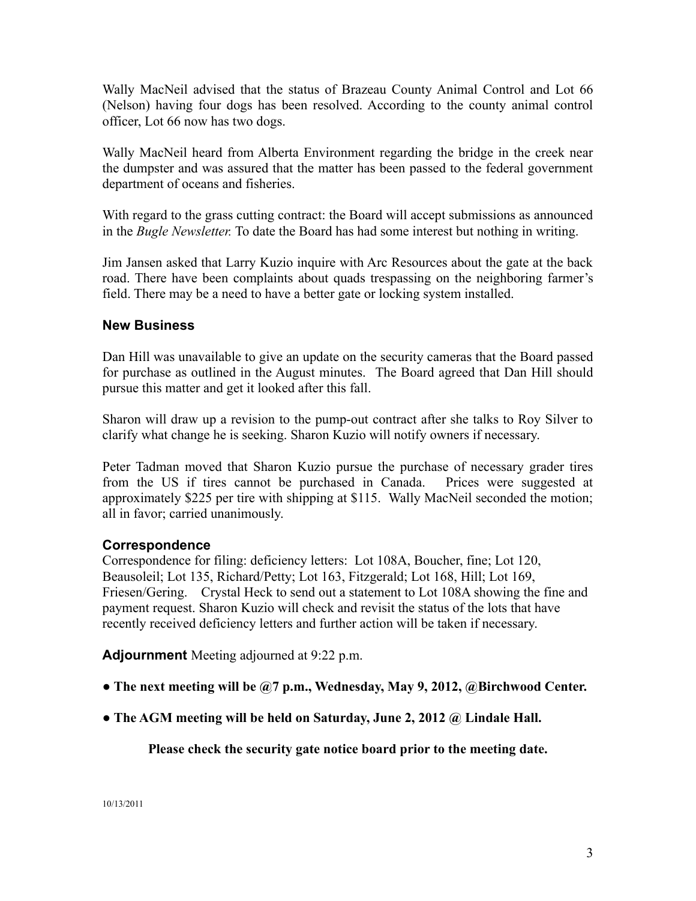Wally MacNeil advised that the status of Brazeau County Animal Control and Lot 66 (Nelson) having four dogs has been resolved. According to the county animal control officer, Lot 66 now has two dogs.

Wally MacNeil heard from Alberta Environment regarding the bridge in the creek near the dumpster and was assured that the matter has been passed to the federal government department of oceans and fisheries.

With regard to the grass cutting contract: the Board will accept submissions as announced in the *Bugle Newsletter.* To date the Board has had some interest but nothing in writing.

Jim Jansen asked that Larry Kuzio inquire with Arc Resources about the gate at the back road. There have been complaints about quads trespassing on the neighboring farmer's field. There may be a need to have a better gate or locking system installed.

### New Business

Dan Hill was unavailable to give an update on the security cameras that the Board passed for purchase as outlined in the August minutes. The Board agreed that Dan Hill should pursue this matter and get it looked after this fall.

Sharon will draw up a revision to the pump-out contract after she talks to Roy Silver to clarify what change he is seeking. Sharon Kuzio will notify owners if necessary.

Peter Tadman moved that Sharon Kuzio pursue the purchase of necessary grader tires from the US if tires cannot be purchased in Canada. Prices were suggested at approximately $225 per tire with shipping at $115. Wally MacNeil seconded the motion; all in favor; carried unanimously.

### Correspondence

Correspondence for filing: deficiency letters: Lot 108A, Boucher, fine; Lot 120, Beausoleil; Lot 135, Richard/Petty; Lot 163, Fitzgerald; Lot 168, Hill; Lot 169, Friesen/Gering. Crystal Heck to send out a statement to Lot 108A showing the fine and payment request. Sharon Kuzio will check and revisit the status of the lots that have recently received deficiency letters and further action will be taken if necessary.

**Adjournment** Meeting adjourned at 9:22 p.m.

- **The next meeting will be @7 p.m., Wednesday, May 9, 2012, @Birchwood Center.**
- **The AGM meeting will be held on Saturday, June 2, 2012 @ Lindale Hall.**

**Please check the security gate notice board prior to the meeting date.**

10/13/2011